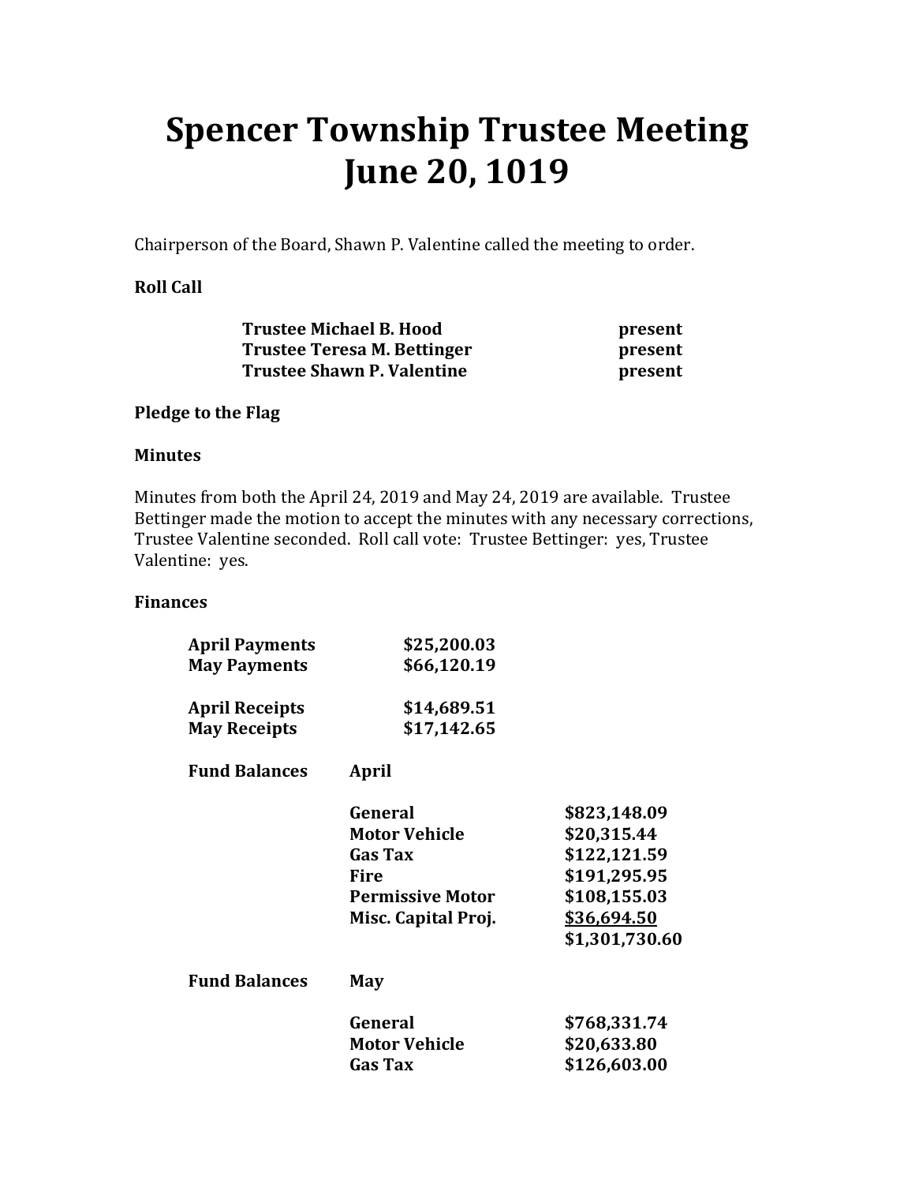# Spencer Township Trustee Meeting
# June 20, 1019

Chairperson of the Board, Shawn P. Valentine called the meeting to order.

**Roll Call**

| | |
|---|---|
| **Trustee Michael B. Hood** | **present** |
| **Trustee Teresa M. Bettinger** | **present** |
| **Trustee Shawn P. Valentine** | **present** |

**Pledge to the Flag**

**Minutes**

Minutes from both the April 24, 2019 and May 24, 2019 are available. Trustee Bettinger made the motion to accept the minutes with any necessary corrections, Trustee Valentine seconded. Roll call vote: Trustee Bettinger: yes, Trustee Valentine: yes.

**Finances**

| | |
|---|---|
| **April Payments** | **$25,200.03** |
| **May Payments** | **$66,120.19** |
| **April Receipts** | **$14,689.51** |
| **May Receipts** | **$17,142.65** |

**Fund Balances** **April**

| | |
|---|---|
| **General** | **$823,148.09** |
| **Motor Vehicle** | **$20,315.44** |
| **Gas Tax** | **$122,121.59** |
| **Fire** | **$191,295.95** |
| **Permissive Motor** | **$108,155.03** |
| **Misc. Capital Proj.** | **$36,694.50** |
| | **$1,301,730.60** |

**Fund Balances** **May**

| | |
|---|---|
| **General** | **$768,331.74** |
| **Motor Vehicle** | **$20,633.80** |
| **Gas Tax** | **$126,603.00** |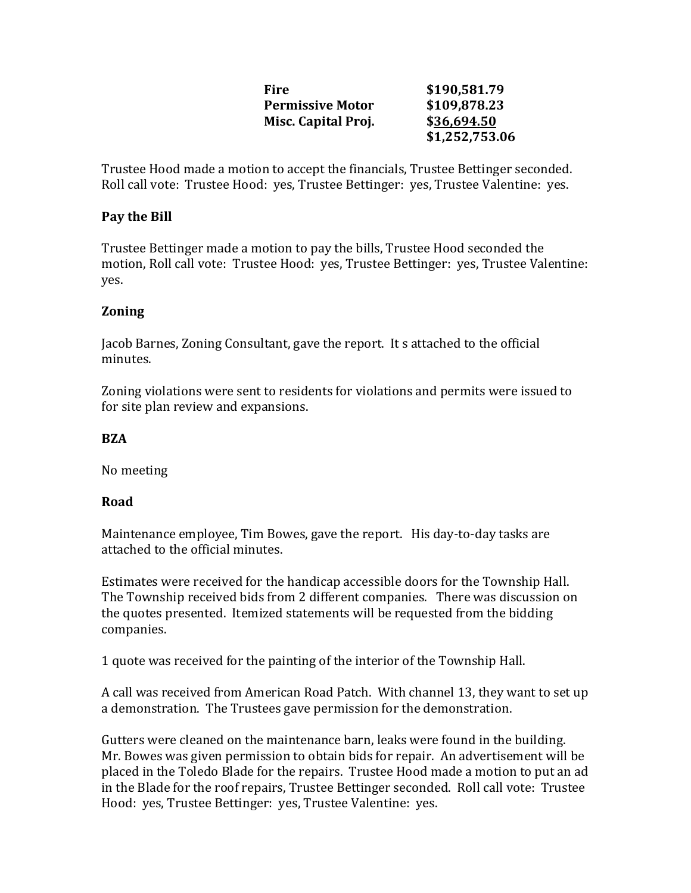| | |
|---|---|
| **Fire** | **$190,581.79** |
| **Permissive Motor** | **$109,878.23** |
| **Misc. Capital Proj.** | **$36,694.50** |
| | **$1,252,753.06** |

Trustee Hood made a motion to accept the financials, Trustee Bettinger seconded. Roll call vote: Trustee Hood: yes, Trustee Bettinger: yes, Trustee Valentine: yes.

**Pay the Bill**

Trustee Bettinger made a motion to pay the bills, Trustee Hood seconded the motion, Roll call vote: Trustee Hood: yes, Trustee Bettinger: yes, Trustee Valentine: yes.

**Zoning**

Jacob Barnes, Zoning Consultant, gave the report. It s attached to the official minutes.

Zoning violations were sent to residents for violations and permits were issued to for site plan review and expansions.

**BZA**

No meeting

**Road**

Maintenance employee, Tim Bowes, gave the report. His day-to-day tasks are attached to the official minutes.

Estimates were received for the handicap accessible doors for the Township Hall. The Township received bids from 2 different companies. There was discussion on the quotes presented. Itemized statements will be requested from the bidding companies.

1 quote was received for the painting of the interior of the Township Hall.

A call was received from American Road Patch. With channel 13, they want to set up a demonstration. The Trustees gave permission for the demonstration.

Gutters were cleaned on the maintenance barn, leaks were found in the building. Mr. Bowes was given permission to obtain bids for repair. An advertisement will be placed in the Toledo Blade for the repairs. Trustee Hood made a motion to put an ad in the Blade for the roof repairs, Trustee Bettinger seconded. Roll call vote: Trustee Hood: yes, Trustee Bettinger: yes, Trustee Valentine: yes.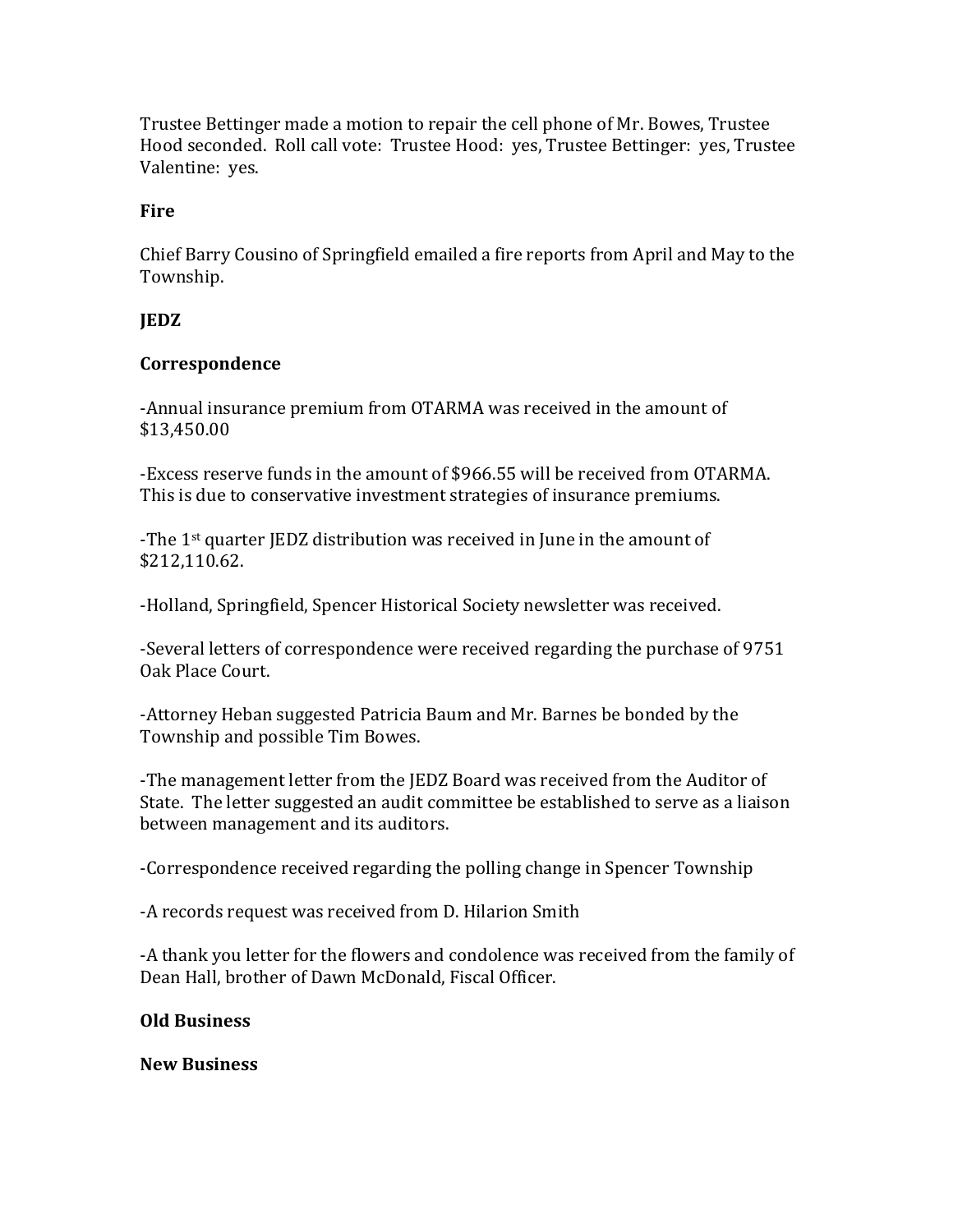Trustee Bettinger made a motion to repair the cell phone of Mr. Bowes, Trustee Hood seconded. Roll call vote: Trustee Hood: yes, Trustee Bettinger: yes, Trustee Valentine: yes.

**Fire**

Chief Barry Cousino of Springfield emailed a fire reports from April and May to the Township.

**JEDZ**

**Correspondence**

-Annual insurance premium from OTARMA was received in the amount of $13,450.00

-Excess reserve funds in the amount of $966.55 will be received from OTARMA. This is due to conservative investment strategies of insurance premiums.

-The 1st quarter JEDZ distribution was received in June in the amount of $212,110.62.

-Holland, Springfield, Spencer Historical Society newsletter was received.

-Several letters of correspondence were received regarding the purchase of 9751 Oak Place Court.

-Attorney Heban suggested Patricia Baum and Mr. Barnes be bonded by the Township and possible Tim Bowes.

-The management letter from the JEDZ Board was received from the Auditor of State. The letter suggested an audit committee be established to serve as a liaison between management and its auditors.

-Correspondence received regarding the polling change in Spencer Township

-A records request was received from D. Hilarion Smith

-A thank you letter for the flowers and condolence was received from the family of Dean Hall, brother of Dawn McDonald, Fiscal Officer.

**Old Business**

**New Business**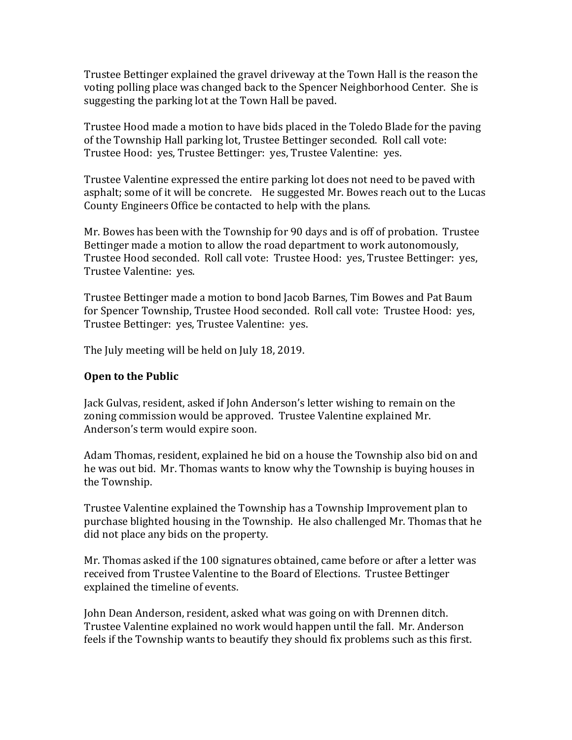Trustee Bettinger explained the gravel driveway at the Town Hall is the reason the voting polling place was changed back to the Spencer Neighborhood Center. She is suggesting the parking lot at the Town Hall be paved.

Trustee Hood made a motion to have bids placed in the Toledo Blade for the paving of the Township Hall parking lot, Trustee Bettinger seconded. Roll call vote: Trustee Hood: yes, Trustee Bettinger: yes, Trustee Valentine: yes.

Trustee Valentine expressed the entire parking lot does not need to be paved with asphalt; some of it will be concrete. He suggested Mr. Bowes reach out to the Lucas County Engineers Office be contacted to help with the plans.

Mr. Bowes has been with the Township for 90 days and is off of probation. Trustee Bettinger made a motion to allow the road department to work autonomously, Trustee Hood seconded. Roll call vote: Trustee Hood: yes, Trustee Bettinger: yes, Trustee Valentine: yes.

Trustee Bettinger made a motion to bond Jacob Barnes, Tim Bowes and Pat Baum for Spencer Township, Trustee Hood seconded. Roll call vote: Trustee Hood: yes, Trustee Bettinger: yes, Trustee Valentine: yes.

The July meeting will be held on July 18, 2019.

**Open to the Public**

Jack Gulvas, resident, asked if John Anderson's letter wishing to remain on the zoning commission would be approved. Trustee Valentine explained Mr. Anderson's term would expire soon.

Adam Thomas, resident, explained he bid on a house the Township also bid on and he was out bid. Mr. Thomas wants to know why the Township is buying houses in the Township.

Trustee Valentine explained the Township has a Township Improvement plan to purchase blighted housing in the Township. He also challenged Mr. Thomas that he did not place any bids on the property.

Mr. Thomas asked if the 100 signatures obtained, came before or after a letter was received from Trustee Valentine to the Board of Elections. Trustee Bettinger explained the timeline of events.

John Dean Anderson, resident, asked what was going on with Drennen ditch. Trustee Valentine explained no work would happen until the fall. Mr. Anderson feels if the Township wants to beautify they should fix problems such as this first.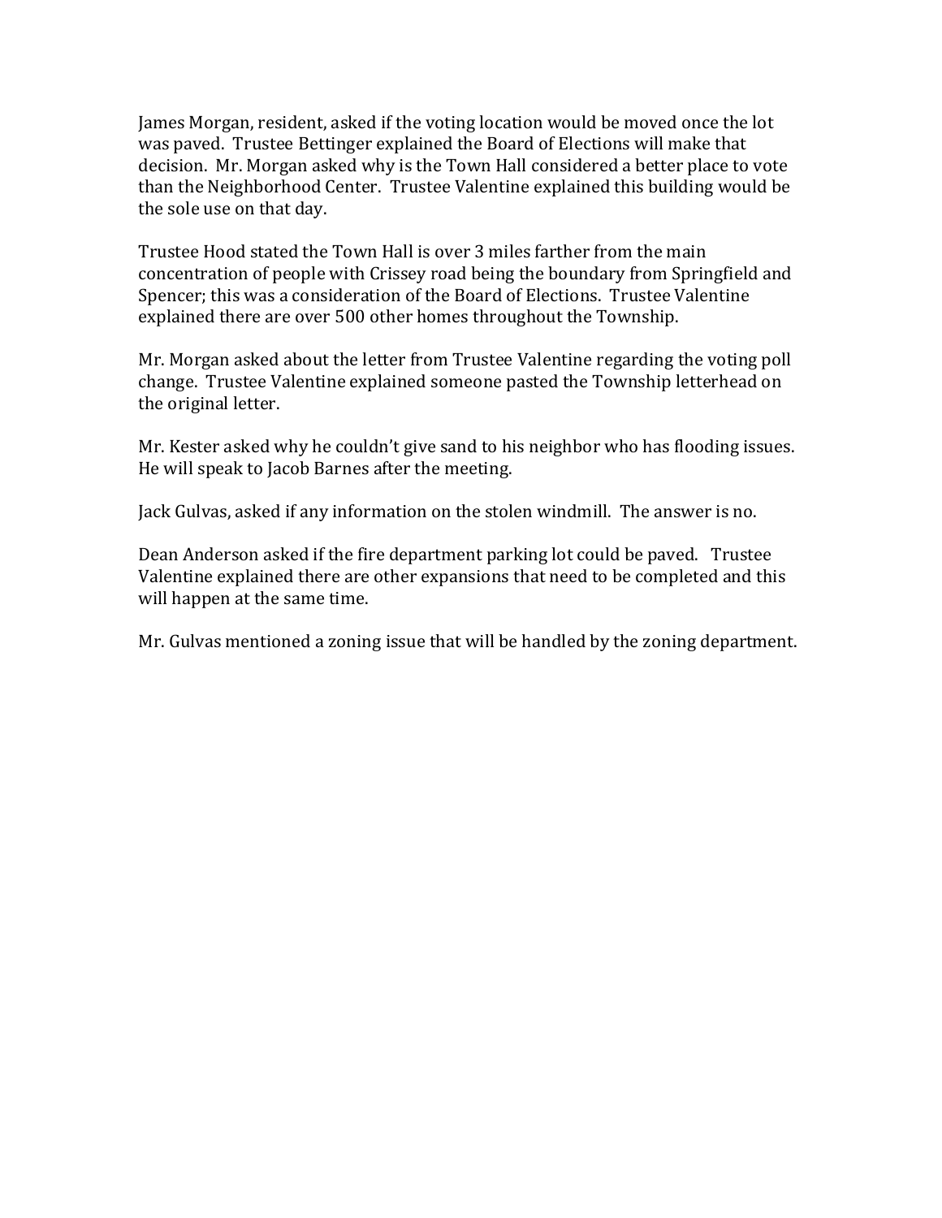James Morgan, resident, asked if the voting location would be moved once the lot was paved. Trustee Bettinger explained the Board of Elections will make that decision. Mr. Morgan asked why is the Town Hall considered a better place to vote than the Neighborhood Center. Trustee Valentine explained this building would be the sole use on that day.

Trustee Hood stated the Town Hall is over 3 miles farther from the main concentration of people with Crissey road being the boundary from Springfield and Spencer; this was a consideration of the Board of Elections. Trustee Valentine explained there are over 500 other homes throughout the Township.

Mr. Morgan asked about the letter from Trustee Valentine regarding the voting poll change. Trustee Valentine explained someone pasted the Township letterhead on the original letter.

Mr. Kester asked why he couldn't give sand to his neighbor who has flooding issues. He will speak to Jacob Barnes after the meeting.

Jack Gulvas, asked if any information on the stolen windmill. The answer is no.

Dean Anderson asked if the fire department parking lot could be paved. Trustee Valentine explained there are other expansions that need to be completed and this will happen at the same time.

Mr. Gulvas mentioned a zoning issue that will be handled by the zoning department.